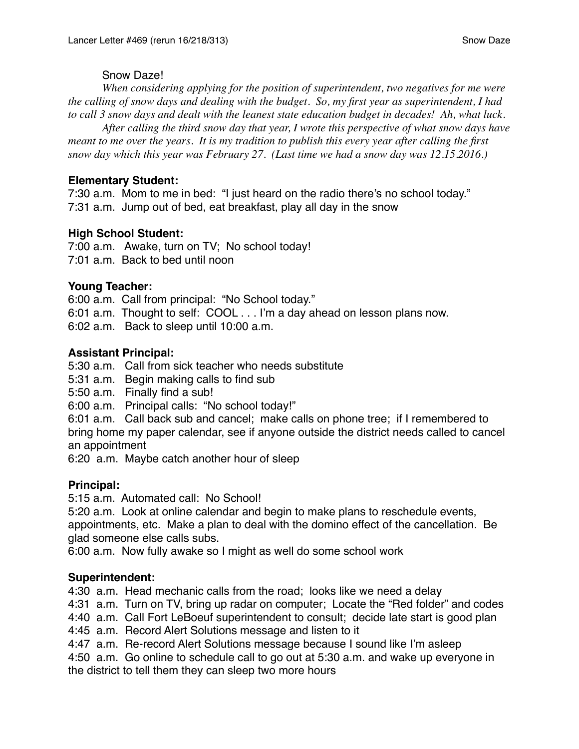# Snow Daze!

*When considering applying for the position of superintendent, two negatives for me were the calling of snow days and dealing with the budget. So, my first year as superintendent, I had to call 3 snow days and dealt with the leanest state education budget in decades! Ah, what luck.*

*After calling the third snow day that year, I wrote this perspective of what snow days have meant to me over the years. It is my tradition to publish this every year after calling the first snow day which this year was February 27. (Last time we had a snow day was 12.15.2016.)*

**Elementary Student:**

7:30 a.m. Mom to me in bed: "I just heard on the radio there's no school today."
7:31 a.m. Jump out of bed, eat breakfast, play all day in the snow

**High School Student:**

7:00 a.m. Awake, turn on TV; No school today!
7:01 a.m. Back to bed until noon

**Young Teacher:**

6:00 a.m. Call from principal: "No School today."
6:01 a.m. Thought to self: COOL . . . I'm a day ahead on lesson plans now.
6:02 a.m. Back to sleep until 10:00 a.m.

**Assistant Principal:**

5:30 a.m. Call from sick teacher who needs substitute
5:31 a.m. Begin making calls to find sub
5:50 a.m. Finally find a sub!
6:00 a.m. Principal calls: "No school today!"
6:01 a.m. Call back sub and cancel; make calls on phone tree; if I remembered to bring home my paper calendar, see if anyone outside the district needs called to cancel an appointment
6:20 a.m. Maybe catch another hour of sleep

**Principal:**

5:15 a.m. Automated call: No School!
5:20 a.m. Look at online calendar and begin to make plans to reschedule events, appointments, etc. Make a plan to deal with the domino effect of the cancellation. Be glad someone else calls subs.
6:00 a.m. Now fully awake so I might as well do some school work

**Superintendent:**

4:30 a.m. Head mechanic calls from the road; looks like we need a delay
4:31 a.m. Turn on TV, bring up radar on computer; Locate the "Red folder" and codes
4:40 a.m. Call Fort LeBoeuf superintendent to consult; decide late start is good plan
4:45 a.m. Record Alert Solutions message and listen to it
4:47 a.m. Re-record Alert Solutions message because I sound like I'm asleep
4:50 a.m. Go online to schedule call to go out at 5:30 a.m. and wake up everyone in the district to tell them they can sleep two more hours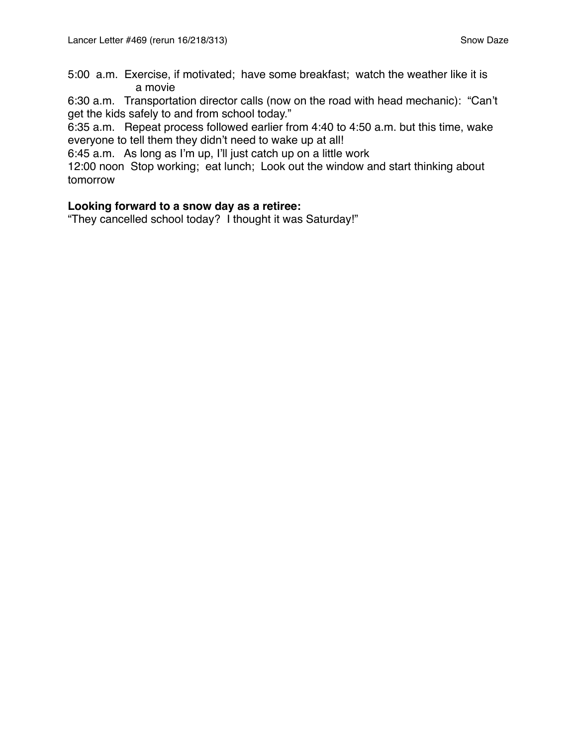5:00 a.m. Exercise, if motivated; have some breakfast; watch the weather like it is a movie

6:30 a.m. Transportation director calls (now on the road with head mechanic): "Can't get the kids safely to and from school today."

6:35 a.m. Repeat process followed earlier from 4:40 to 4:50 a.m. but this time, wake everyone to tell them they didn't need to wake up at all!

6:45 a.m. As long as I'm up, I'll just catch up on a little work

12:00 noon Stop working; eat lunch; Look out the window and start thinking about tomorrow

**Looking forward to a snow day as a retiree:**

"They cancelled school today? I thought it was Saturday!"